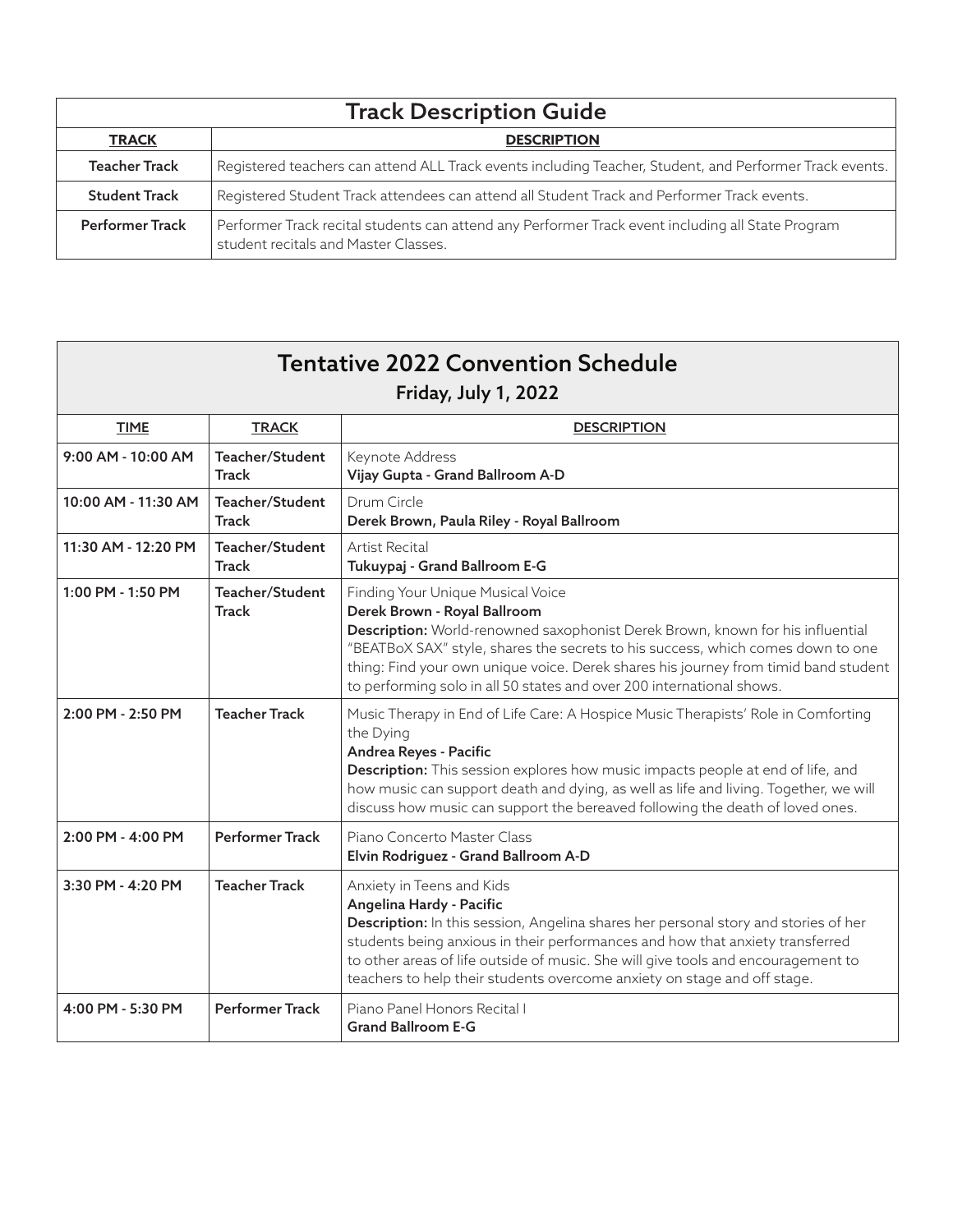| Track Description Guide | |
|---|---|
| **TRACK** | **DESCRIPTION** |
| **Teacher Track** | Registered teachers can attend ALL Track events including Teacher, Student, and Performer Track events. |
| **Student Track** | Registered Student Track attendees can attend all Student Track and Performer Track events. |
| **Performer Track** | Performer Track recital students can attend any Performer Track event including all State Program student recitals and Master Classes. |

## Tentative 2022 Convention Schedule

### Friday, July 1, 2022

| TIME | TRACK | DESCRIPTION |
|---|---|---|
| **9:00 AM - 10:00 AM** | **Teacher/Student Track** | Keynote Address<br>**Vijay Gupta - Grand Ballroom A-D** |
| **10:00 AM - 11:30 AM** | **Teacher/Student Track** | Drum Circle<br>**Derek Brown, Paula Riley - Royal Ballroom** |
| **11:30 AM - 12:20 PM** | **Teacher/Student Track** | Artist Recital<br>**Tukuypaj - Grand Ballroom E-G** |
| **1:00 PM - 1:50 PM** | **Teacher/Student Track** | Finding Your Unique Musical Voice<br>**Derek Brown - Royal Ballroom**<br>**Description:** World-renowned saxophonist Derek Brown, known for his influential "BEATBoX SAX" style, shares the secrets to his success, which comes down to one thing: Find your own unique voice. Derek shares his journey from timid band student to performing solo in all 50 states and over 200 international shows. |
| **2:00 PM - 2:50 PM** | **Teacher Track** | Music Therapy in End of Life Care: A Hospice Music Therapists' Role in Comforting the Dying<br>**Andrea Reyes - Pacific**<br>**Description:** This session explores how music impacts people at end of life, and how music can support death and dying, as well as life and living. Together, we will discuss how music can support the bereaved following the death of loved ones. |
| **2:00 PM - 4:00 PM** | **Performer Track** | Piano Concerto Master Class<br>**Elvin Rodriguez - Grand Ballroom A-D** |
| **3:30 PM - 4:20 PM** | **Teacher Track** | Anxiety in Teens and Kids<br>**Angelina Hardy - Pacific**<br>**Description:** In this session, Angelina shares her personal story and stories of her students being anxious in their performances and how that anxiety transferred to other areas of life outside of music. She will give tools and encouragement to teachers to help their students overcome anxiety on stage and off stage. |
| **4:00 PM - 5:30 PM** | **Performer Track** | Piano Panel Honors Recital I<br>**Grand Ballroom E-G** |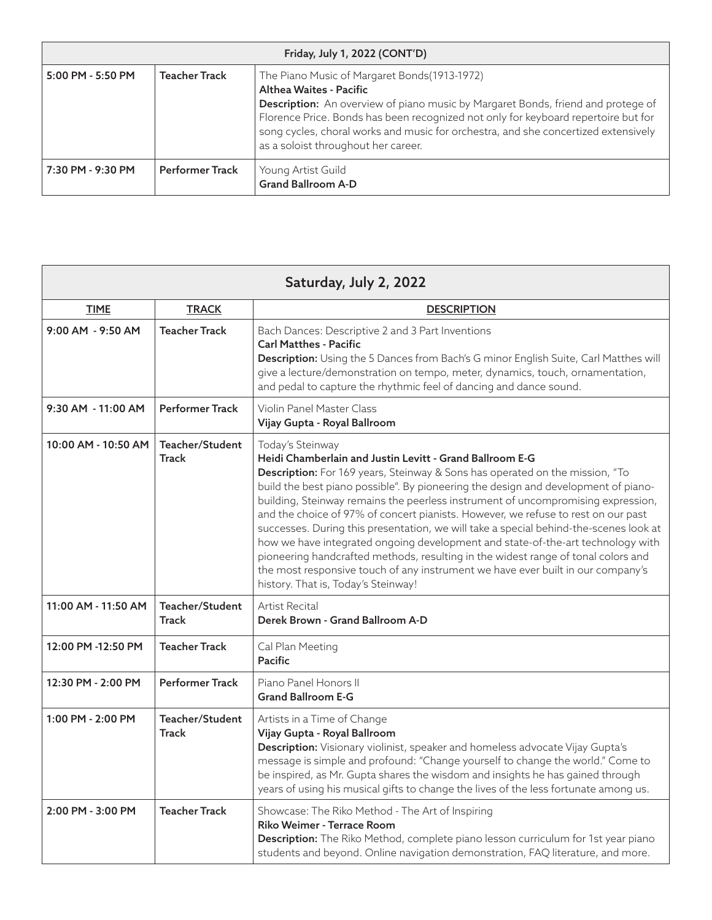| Friday, July 1, 2022 (CONT'D) | | |
|---|---|---|
| 5:00 PM - 5:50 PM | Teacher Track | The Piano Music of Margaret Bonds(1913-1972)<br>**Althea Waites - Pacific**<br>**Description:** An overview of piano music by Margaret Bonds, friend and protege of Florence Price. Bonds has been recognized not only for keyboard repertoire but for song cycles, choral works and music for orchestra, and she concertized extensively as a soloist throughout her career. |
| 7:30 PM - 9:30 PM | Performer Track | Young Artist Guild<br>**Grand Ballroom A-D** |

| Saturday, July 2, 2022 | | |
|---|---|---|
| **TIME** | **TRACK** | **DESCRIPTION** |
| 9:00 AM - 9:50 AM | Teacher Track | Bach Dances: Descriptive 2 and 3 Part Inventions<br>**Carl Matthes - Pacific**<br>**Description:** Using the 5 Dances from Bach's G minor English Suite, Carl Matthes will give a lecture/demonstration on tempo, meter, dynamics, touch, ornamentation, and pedal to capture the rhythmic feel of dancing and dance sound. |
| 9:30 AM - 11:00 AM | Performer Track | Violin Panel Master Class<br>**Vijay Gupta - Royal Ballroom** |
| 10:00 AM - 10:50 AM | Teacher/Student Track | Today's Steinway<br>**Heidi Chamberlain and Justin Levitt - Grand Ballroom E-G**<br>**Description:** For 169 years, Steinway & Sons has operated on the mission, "To build the best piano possible". By pioneering the design and development of piano-building, Steinway remains the peerless instrument of uncompromising expression, and the choice of 97% of concert pianists. However, we refuse to rest on our past successes. During this presentation, we will take a special behind-the-scenes look at how we have integrated ongoing development and state-of-the-art technology with pioneering handcrafted methods, resulting in the widest range of tonal colors and the most responsive touch of any instrument we have ever built in our company's history. That is, Today's Steinway! |
| 11:00 AM - 11:50 AM | Teacher/Student Track | Artist Recital<br>**Derek Brown - Grand Ballroom A-D** |
| 12:00 PM -12:50 PM | Teacher Track | Cal Plan Meeting<br>**Pacific** |
| 12:30 PM - 2:00 PM | Performer Track | Piano Panel Honors II<br>**Grand Ballroom E-G** |
| 1:00 PM - 2:00 PM | Teacher/Student Track | Artists in a Time of Change<br>**Vijay Gupta - Royal Ballroom**<br>**Description:** Visionary violinist, speaker and homeless advocate Vijay Gupta's message is simple and profound: "Change yourself to change the world." Come to be inspired, as Mr. Gupta shares the wisdom and insights he has gained through years of using his musical gifts to change the lives of the less fortunate among us. |
| 2:00 PM - 3:00 PM | Teacher Track | Showcase: The Riko Method - The Art of Inspiring<br>**Riko Weimer - Terrace Room**<br>**Description:** The Riko Method, complete piano lesson curriculum for 1st year piano students and beyond. Online navigation demonstration, FAQ literature, and more. |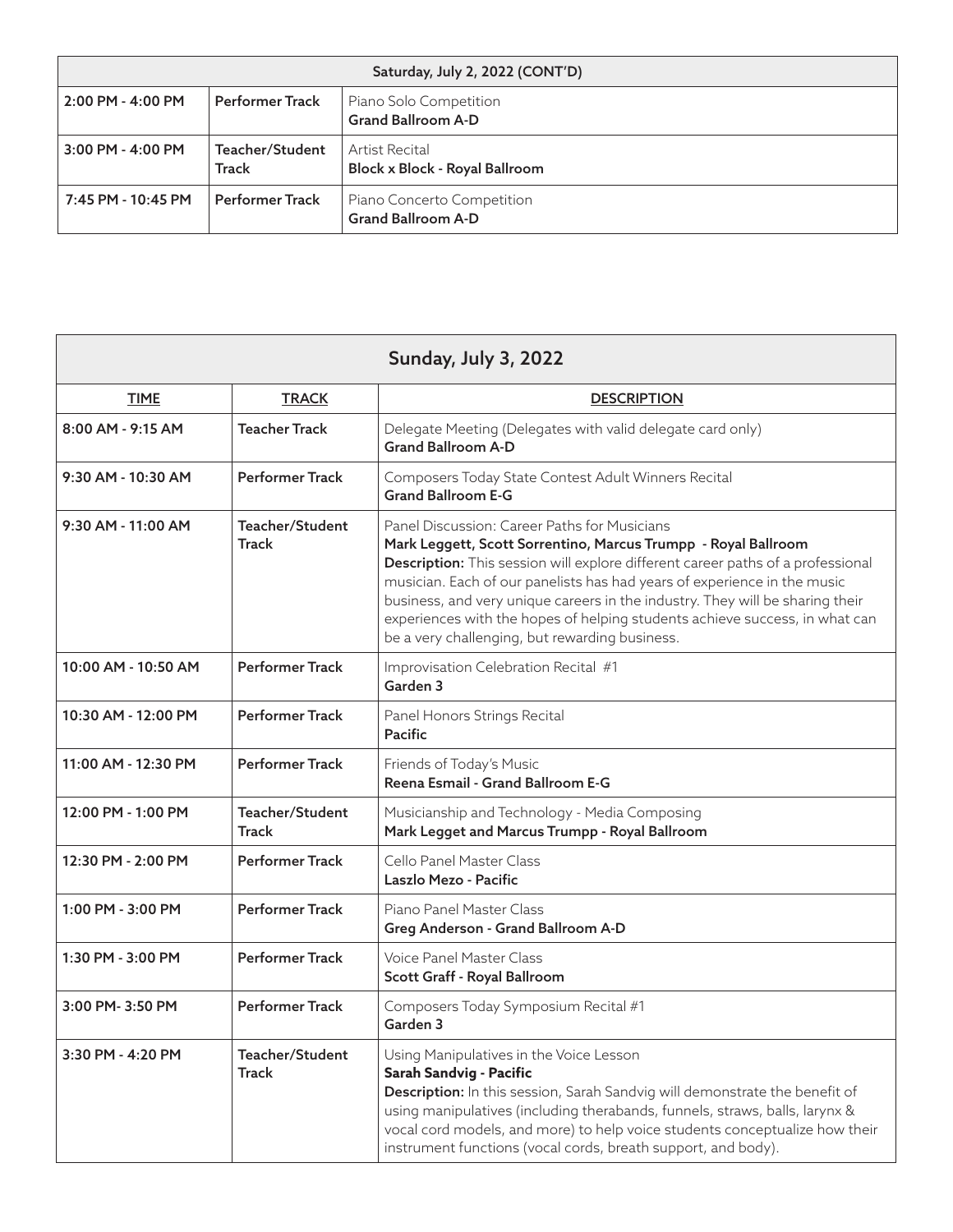| Saturday, July 2, 2022 (CONT'D) | | |
|---|---|---|
| **2:00 PM - 4:00 PM** | **Performer Track** | Piano Solo Competition<br>**Grand Ballroom A-D** |
| **3:00 PM - 4:00 PM** | **Teacher/Student Track** | Artist Recital<br>**Block x Block - Royal Ballroom** |
| **7:45 PM - 10:45 PM** | **Performer Track** | Piano Concerto Competition<br>**Grand Ballroom A-D** |

## Sunday, July 3, 2022

| TIME | TRACK | DESCRIPTION |
|---|---|---|
| **8:00 AM - 9:15 AM** | **Teacher Track** | Delegate Meeting (Delegates with valid delegate card only)<br>**Grand Ballroom A-D** |
| **9:30 AM - 10:30 AM** | **Performer Track** | Composers Today State Contest Adult Winners Recital<br>**Grand Ballroom E-G** |
| **9:30 AM - 11:00 AM** | **Teacher/Student Track** | Panel Discussion: Career Paths for Musicians<br>**Mark Leggett, Scott Sorrentino, Marcus Trumpp - Royal Ballroom**<br>**Description:** This session will explore different career paths of a professional musician. Each of our panelists has had years of experience in the music business, and very unique careers in the industry. They will be sharing their experiences with the hopes of helping students achieve success, in what can be a very challenging, but rewarding business. |
| **10:00 AM - 10:50 AM** | **Performer Track** | Improvisation Celebration Recital #1<br>**Garden 3** |
| **10:30 AM - 12:00 PM** | **Performer Track** | Panel Honors Strings Recital<br>**Pacific** |
| **11:00 AM - 12:30 PM** | **Performer Track** | Friends of Today's Music<br>**Reena Esmail - Grand Ballroom E-G** |
| **12:00 PM - 1:00 PM** | **Teacher/Student Track** | Musicianship and Technology - Media Composing<br>**Mark Legget and Marcus Trumpp - Royal Ballroom** |
| **12:30 PM - 2:00 PM** | **Performer Track** | Cello Panel Master Class<br>**Laszlo Mezo - Pacific** |
| **1:00 PM - 3:00 PM** | **Performer Track** | Piano Panel Master Class<br>**Greg Anderson - Grand Ballroom A-D** |
| **1:30 PM - 3:00 PM** | **Performer Track** | Voice Panel Master Class<br>**Scott Graff - Royal Ballroom** |
| **3:00 PM- 3:50 PM** | **Performer Track** | Composers Today Symposium Recital #1<br>**Garden 3** |
| **3:30 PM - 4:20 PM** | **Teacher/Student Track** | Using Manipulatives in the Voice Lesson<br>**Sarah Sandvig - Pacific**<br>**Description:** In this session, Sarah Sandvig will demonstrate the benefit of using manipulatives (including therabands, funnels, straws, balls, larynx & vocal cord models, and more) to help voice students conceptualize how their instrument functions (vocal cords, breath support, and body). |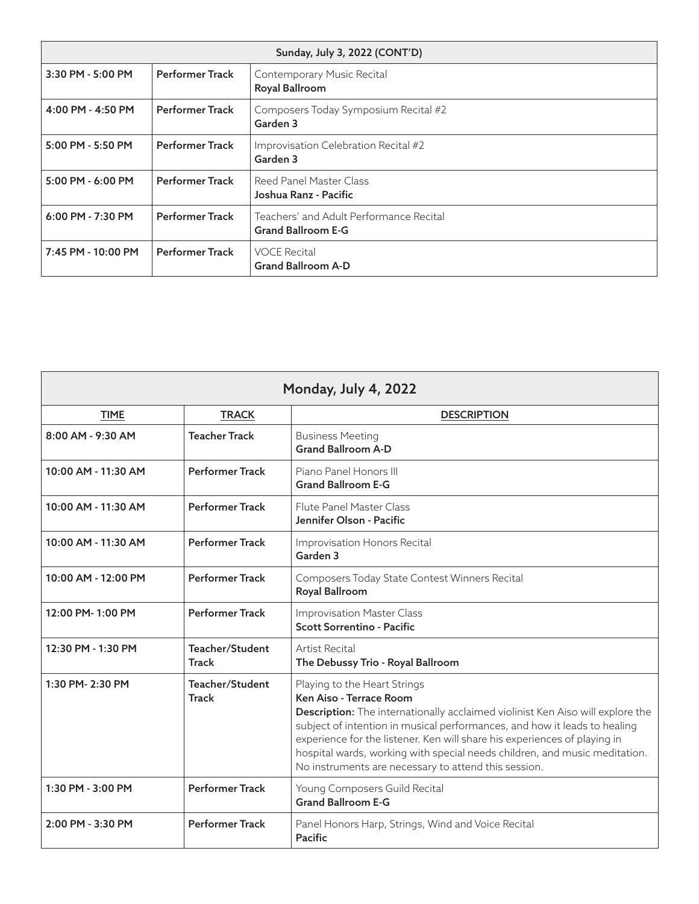| Sunday, July 3, 2022 (CONT'D) | | |
|---|---|---|
| 3:30 PM - 5:00 PM | Performer Track | Contemporary Music Recital<br>**Royal Ballroom** |
| 4:00 PM - 4:50 PM | Performer Track | Composers Today Symposium Recital #2<br>**Garden 3** |
| 5:00 PM - 5:50 PM | Performer Track | Improvisation Celebration Recital #2<br>**Garden 3** |
| 5:00 PM - 6:00 PM | Performer Track | Reed Panel Master Class<br>**Joshua Ranz - Pacific** |
| 6:00 PM - 7:30 PM | Performer Track | Teachers' and Adult Performance Recital<br>**Grand Ballroom E-G** |
| 7:45 PM - 10:00 PM | Performer Track | VOCE Recital<br>**Grand Ballroom A-D** |

| Monday, July 4, 2022 | | |
|---|---|---|
| **TIME** | **TRACK** | **DESCRIPTION** |
| 8:00 AM - 9:30 AM | Teacher Track | Business Meeting<br>**Grand Ballroom A-D** |
| 10:00 AM - 11:30 AM | Performer Track | Piano Panel Honors III<br>**Grand Ballroom E-G** |
| 10:00 AM - 11:30 AM | Performer Track | Flute Panel Master Class<br>**Jennifer Olson - Pacific** |
| 10:00 AM - 11:30 AM | Performer Track | Improvisation Honors Recital<br>**Garden 3** |
| 10:00 AM - 12:00 PM | Performer Track | Composers Today State Contest Winners Recital<br>**Royal Ballroom** |
| 12:00 PM- 1:00 PM | Performer Track | Improvisation Master Class<br>**Scott Sorrentino - Pacific** |
| 12:30 PM - 1:30 PM | Teacher/Student Track | Artist Recital<br>**The Debussy Trio - Royal Ballroom** |
| 1:30 PM- 2:30 PM | Teacher/Student Track | Playing to the Heart Strings<br>**Ken Aiso - Terrace Room**<br>**Description:** The internationally acclaimed violinist Ken Aiso will explore the subject of intention in musical performances, and how it leads to healing experience for the listener. Ken will share his experiences of playing in hospital wards, working with special needs children, and music meditation. No instruments are necessary to attend this session. |
| 1:30 PM - 3:00 PM | Performer Track | Young Composers Guild Recital<br>**Grand Ballroom E-G** |
| 2:00 PM - 3:30 PM | Performer Track | Panel Honors Harp, Strings, Wind and Voice Recital<br>**Pacific** |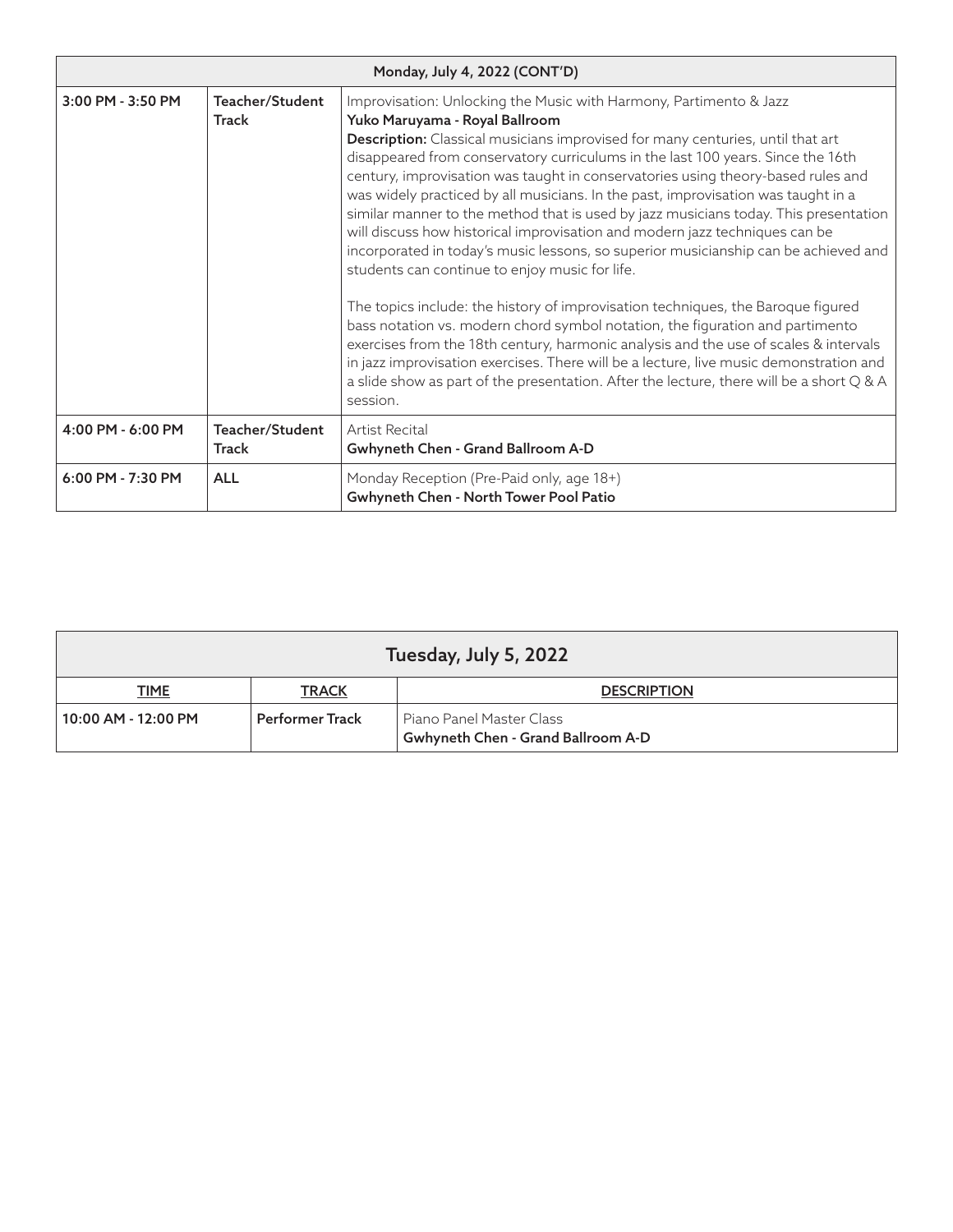| Monday, July 4, 2022 (CONT'D) | | |
|---|---|---|
| 3:00 PM - 3:50 PM | **Teacher/Student Track** | Improvisation: Unlocking the Music with Harmony, Partimento & Jazz<br>**Yuko Maruyama - Royal Ballroom**<br>**Description:** Classical musicians improvised for many centuries, until that art disappeared from conservatory curriculums in the last 100 years. Since the 16th century, improvisation was taught in conservatories using theory-based rules and was widely practiced by all musicians. In the past, improvisation was taught in a similar manner to the method that is used by jazz musicians today. This presentation will discuss how historical improvisation and modern jazz techniques can be incorporated in today's music lessons, so superior musicianship can be achieved and students can continue to enjoy music for life.<br><br>The topics include: the history of improvisation techniques, the Baroque figured bass notation vs. modern chord symbol notation, the figuration and partimento exercises from the 18th century, harmonic analysis and the use of scales & intervals in jazz improvisation exercises. There will be a lecture, live music demonstration and a slide show as part of the presentation. After the lecture, there will be a short Q & A session. |
| 4:00 PM - 6:00 PM | **Teacher/Student Track** | Artist Recital<br>**Gwhyneth Chen - Grand Ballroom A-D** |
| 6:00 PM - 7:30 PM | **ALL** | Monday Reception (Pre-Paid only, age 18+)<br>**Gwhyneth Chen - North Tower Pool Patio** |

| Tuesday, July 5, 2022 | | |
|---|---|---|
| **TIME** | **TRACK** | **DESCRIPTION** |
| 10:00 AM - 12:00 PM | **Performer Track** | Piano Panel Master Class<br>**Gwhyneth Chen - Grand Ballroom A-D** |